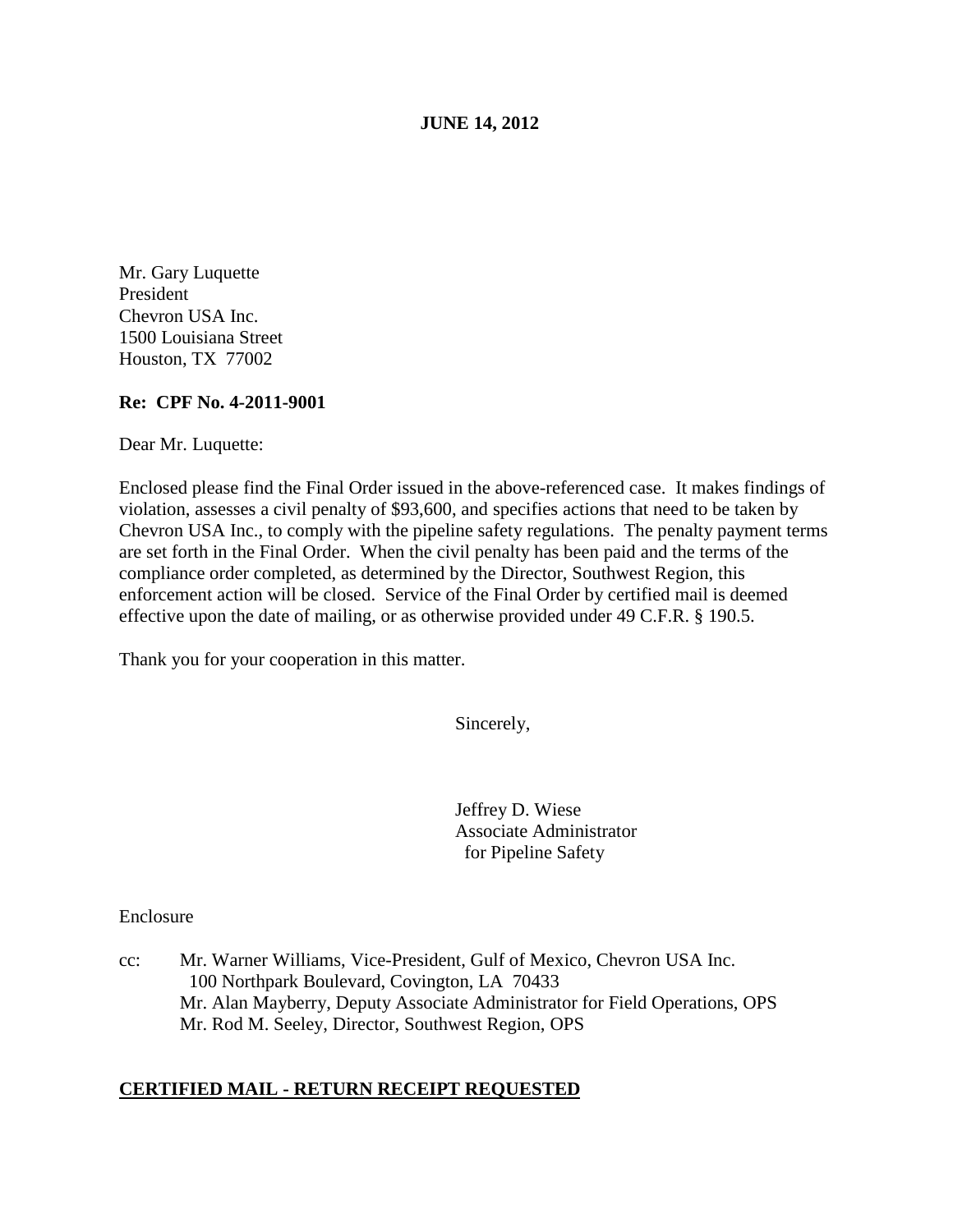**JUNE 14, 2012**

Mr. Gary Luquette
President
Chevron USA Inc.
1500 Louisiana Street
Houston, TX 77002

**Re: CPF No. 4-2011-9001**

Dear Mr. Luquette:

Enclosed please find the Final Order issued in the above-referenced case. It makes findings of violation, assesses a civil penalty of $93,600, and specifies actions that need to be taken by Chevron USA Inc., to comply with the pipeline safety regulations. The penalty payment terms are set forth in the Final Order. When the civil penalty has been paid and the terms of the compliance order completed, as determined by the Director, Southwest Region, this enforcement action will be closed. Service of the Final Order by certified mail is deemed effective upon the date of mailing, or as otherwise provided under 49 C.F.R. § 190.5.

Thank you for your cooperation in this matter.

Sincerely,

Jeffrey D. Wiese
Associate Administrator
for Pipeline Safety

Enclosure

cc: Mr. Warner Williams, Vice-President, Gulf of Mexico, Chevron USA Inc.
100 Northpark Boulevard, Covington, LA 70433
Mr. Alan Mayberry, Deputy Associate Administrator for Field Operations, OPS
Mr. Rod M. Seeley, Director, Southwest Region, OPS

**CERTIFIED MAIL - RETURN RECEIPT REQUESTED**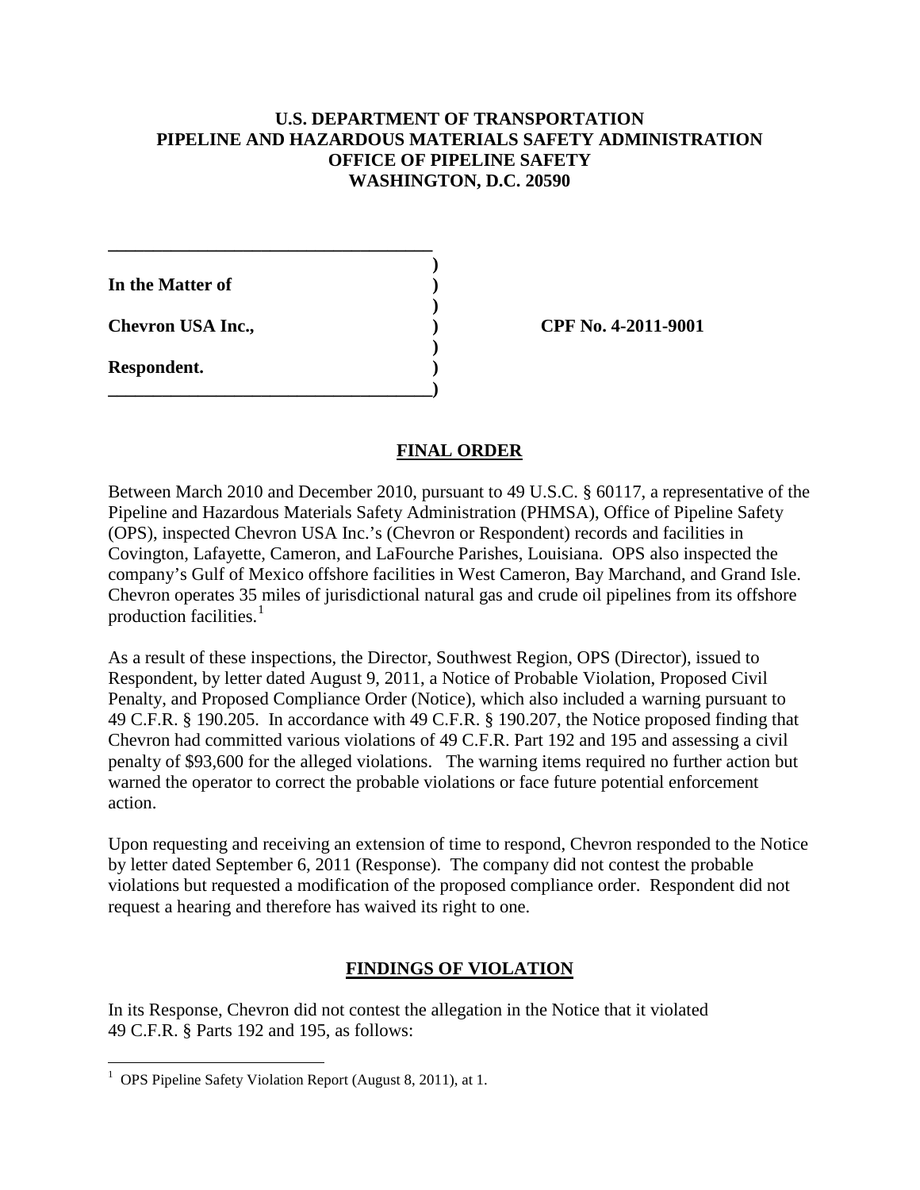**U.S. DEPARTMENT OF TRANSPORTATION**
**PIPELINE AND HAZARDOUS MATERIALS SAFETY ADMINISTRATION**
**OFFICE OF PIPELINE SAFETY**
**WASHINGTON, D.C. 20590**

| | | |
|---|---|---|
| **In the Matter of** | ) | |
| | ) | |
| **Chevron USA Inc.,** | ) | **CPF No. 4-2011-9001** |
| | ) | |
| **Respondent.** | ) | |

## FINAL ORDER

Between March 2010 and December 2010, pursuant to 49 U.S.C. § 60117, a representative of the Pipeline and Hazardous Materials Safety Administration (PHMSA), Office of Pipeline Safety (OPS), inspected Chevron USA Inc.'s (Chevron or Respondent) records and facilities in Covington, Lafayette, Cameron, and LaFourche Parishes, Louisiana. OPS also inspected the company's Gulf of Mexico offshore facilities in West Cameron, Bay Marchand, and Grand Isle. Chevron operates 35 miles of jurisdictional natural gas and crude oil pipelines from its offshore production facilities.[1]

As a result of these inspections, the Director, Southwest Region, OPS (Director), issued to Respondent, by letter dated August 9, 2011, a Notice of Probable Violation, Proposed Civil Penalty, and Proposed Compliance Order (Notice), which also included a warning pursuant to 49 C.F.R. § 190.205. In accordance with 49 C.F.R. § 190.207, the Notice proposed finding that Chevron had committed various violations of 49 C.F.R. Part 192 and 195 and assessing a civil penalty of $93,600 for the alleged violations. The warning items required no further action but warned the operator to correct the probable violations or face future potential enforcement action.

Upon requesting and receiving an extension of time to respond, Chevron responded to the Notice by letter dated September 6, 2011 (Response). The company did not contest the probable violations but requested a modification of the proposed compliance order. Respondent did not request a hearing and therefore has waived its right to one.

## FINDINGS OF VIOLATION

In its Response, Chevron did not contest the allegation in the Notice that it violated 49 C.F.R. § Parts 192 and 195, as follows:

---

[1] OPS Pipeline Safety Violation Report (August 8, 2011), at 1.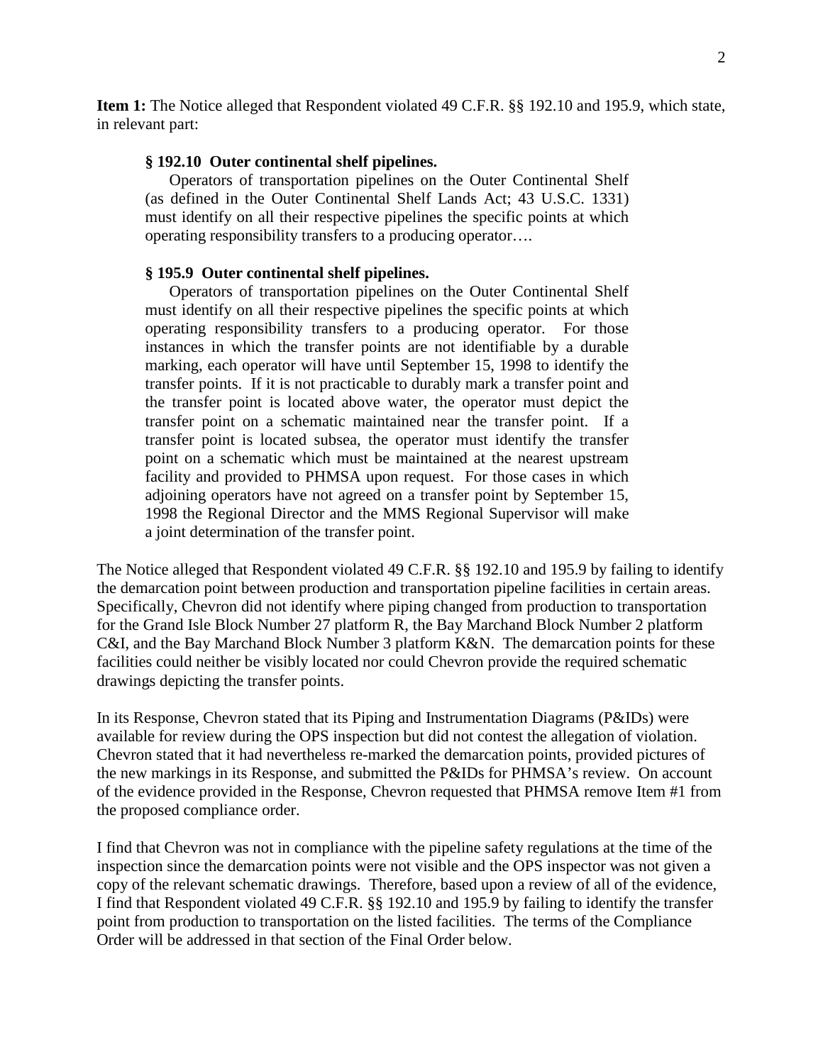**Item 1:** The Notice alleged that Respondent violated 49 C.F.R. §§ 192.10 and 195.9, which state, in relevant part:

> **§ 192.10 Outer continental shelf pipelines.**
>
> Operators of transportation pipelines on the Outer Continental Shelf (as defined in the Outer Continental Shelf Lands Act; 43 U.S.C. 1331) must identify on all their respective pipelines the specific points at which operating responsibility transfers to a producing operator….
>
> **§ 195.9 Outer continental shelf pipelines.**
>
> Operators of transportation pipelines on the Outer Continental Shelf must identify on all their respective pipelines the specific points at which operating responsibility transfers to a producing operator. For those instances in which the transfer points are not identifiable by a durable marking, each operator will have until September 15, 1998 to identify the transfer points. If it is not practicable to durably mark a transfer point and the transfer point is located above water, the operator must depict the transfer point on a schematic maintained near the transfer point. If a transfer point is located subsea, the operator must identify the transfer point on a schematic which must be maintained at the nearest upstream facility and provided to PHMSA upon request. For those cases in which adjoining operators have not agreed on a transfer point by September 15, 1998 the Regional Director and the MMS Regional Supervisor will make a joint determination of the transfer point.

The Notice alleged that Respondent violated 49 C.F.R. §§ 192.10 and 195.9 by failing to identify the demarcation point between production and transportation pipeline facilities in certain areas. Specifically, Chevron did not identify where piping changed from production to transportation for the Grand Isle Block Number 27 platform R, the Bay Marchand Block Number 2 platform C&I, and the Bay Marchand Block Number 3 platform K&N. The demarcation points for these facilities could neither be visibly located nor could Chevron provide the required schematic drawings depicting the transfer points.

In its Response, Chevron stated that its Piping and Instrumentation Diagrams (P&IDs) were available for review during the OPS inspection but did not contest the allegation of violation. Chevron stated that it had nevertheless re-marked the demarcation points, provided pictures of the new markings in its Response, and submitted the P&IDs for PHMSA's review. On account of the evidence provided in the Response, Chevron requested that PHMSA remove Item #1 from the proposed compliance order.

I find that Chevron was not in compliance with the pipeline safety regulations at the time of the inspection since the demarcation points were not visible and the OPS inspector was not given a copy of the relevant schematic drawings. Therefore, based upon a review of all of the evidence, I find that Respondent violated 49 C.F.R. §§ 192.10 and 195.9 by failing to identify the transfer point from production to transportation on the listed facilities. The terms of the Compliance Order will be addressed in that section of the Final Order below.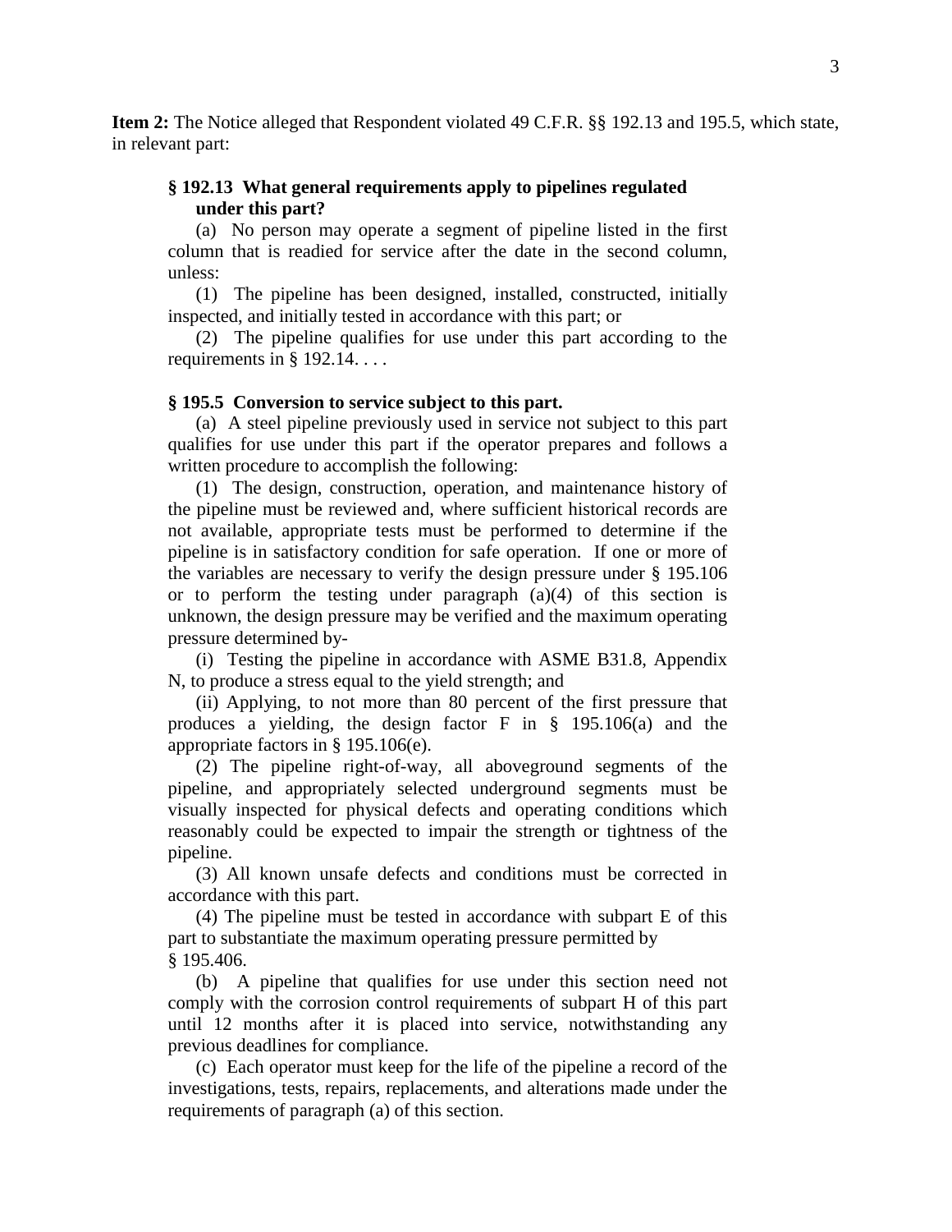**Item 2:** The Notice alleged that Respondent violated 49 C.F.R. §§ 192.13 and 195.5, which state, in relevant part:

> **§ 192.13 What general requirements apply to pipelines regulated under this part?**
>
> (a) No person may operate a segment of pipeline listed in the first column that is readied for service after the date in the second column, unless:
>
> (1) The pipeline has been designed, installed, constructed, initially inspected, and initially tested in accordance with this part; or
>
> (2) The pipeline qualifies for use under this part according to the requirements in § 192.14. . . .
>
> **§ 195.5 Conversion to service subject to this part.**
>
> (a) A steel pipeline previously used in service not subject to this part qualifies for use under this part if the operator prepares and follows a written procedure to accomplish the following:
>
> (1) The design, construction, operation, and maintenance history of the pipeline must be reviewed and, where sufficient historical records are not available, appropriate tests must be performed to determine if the pipeline is in satisfactory condition for safe operation. If one or more of the variables are necessary to verify the design pressure under § 195.106 or to perform the testing under paragraph (a)(4) of this section is unknown, the design pressure may be verified and the maximum operating pressure determined by-
>
> (i) Testing the pipeline in accordance with ASME B31.8, Appendix N, to produce a stress equal to the yield strength; and
>
> (ii) Applying, to not more than 80 percent of the first pressure that produces a yielding, the design factor F in § 195.106(a) and the appropriate factors in § 195.106(e).
>
> (2) The pipeline right-of-way, all aboveground segments of the pipeline, and appropriately selected underground segments must be visually inspected for physical defects and operating conditions which reasonably could be expected to impair the strength or tightness of the pipeline.
>
> (3) All known unsafe defects and conditions must be corrected in accordance with this part.
>
> (4) The pipeline must be tested in accordance with subpart E of this part to substantiate the maximum operating pressure permitted by § 195.406.
>
> (b) A pipeline that qualifies for use under this section need not comply with the corrosion control requirements of subpart H of this part until 12 months after it is placed into service, notwithstanding any previous deadlines for compliance.
>
> (c) Each operator must keep for the life of the pipeline a record of the investigations, tests, repairs, replacements, and alterations made under the requirements of paragraph (a) of this section.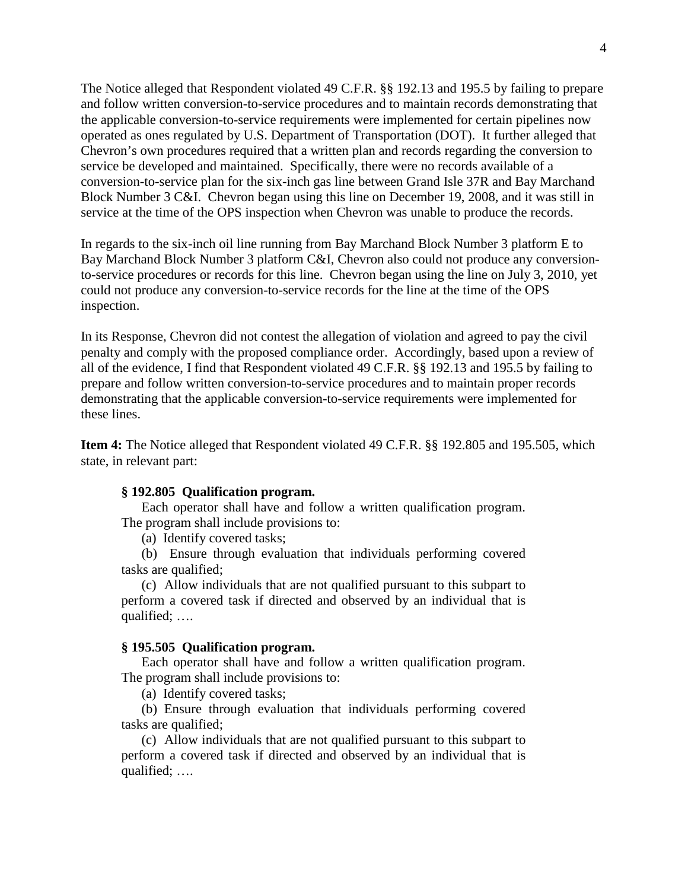The Notice alleged that Respondent violated 49 C.F.R. §§ 192.13 and 195.5 by failing to prepare and follow written conversion-to-service procedures and to maintain records demonstrating that the applicable conversion-to-service requirements were implemented for certain pipelines now operated as ones regulated by U.S. Department of Transportation (DOT). It further alleged that Chevron's own procedures required that a written plan and records regarding the conversion to service be developed and maintained. Specifically, there were no records available of a conversion-to-service plan for the six-inch gas line between Grand Isle 37R and Bay Marchand Block Number 3 C&I. Chevron began using this line on December 19, 2008, and it was still in service at the time of the OPS inspection when Chevron was unable to produce the records.

In regards to the six-inch oil line running from Bay Marchand Block Number 3 platform E to Bay Marchand Block Number 3 platform C&I, Chevron also could not produce any conversion-to-service procedures or records for this line. Chevron began using the line on July 3, 2010, yet could not produce any conversion-to-service records for the line at the time of the OPS inspection.

In its Response, Chevron did not contest the allegation of violation and agreed to pay the civil penalty and comply with the proposed compliance order. Accordingly, based upon a review of all of the evidence, I find that Respondent violated 49 C.F.R. §§ 192.13 and 195.5 by failing to prepare and follow written conversion-to-service procedures and to maintain proper records demonstrating that the applicable conversion-to-service requirements were implemented for these lines.

**Item 4:** The Notice alleged that Respondent violated 49 C.F.R. §§ 192.805 and 195.505, which state, in relevant part:

> **§ 192.805 Qualification program.**
>
> Each operator shall have and follow a written qualification program. The program shall include provisions to:
>
> (a) Identify covered tasks;
>
> (b) Ensure through evaluation that individuals performing covered tasks are qualified;
>
> (c) Allow individuals that are not qualified pursuant to this subpart to perform a covered task if directed and observed by an individual that is qualified; ….
>
> **§ 195.505 Qualification program.**
>
> Each operator shall have and follow a written qualification program. The program shall include provisions to:
>
> (a) Identify covered tasks;
>
> (b) Ensure through evaluation that individuals performing covered tasks are qualified;
>
> (c) Allow individuals that are not qualified pursuant to this subpart to perform a covered task if directed and observed by an individual that is qualified; ….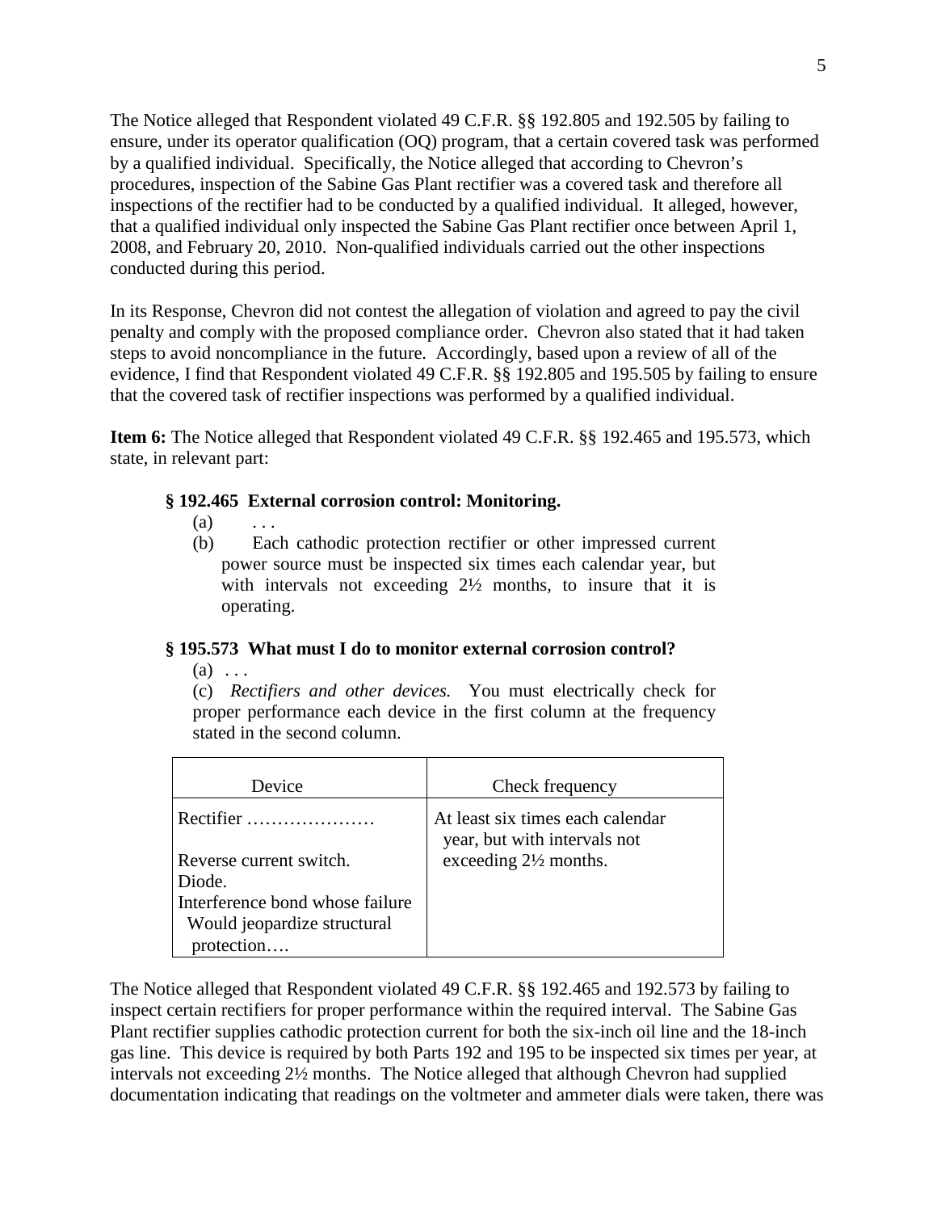The Notice alleged that Respondent violated 49 C.F.R. §§ 192.805 and 192.505 by failing to ensure, under its operator qualification (OQ) program, that a certain covered task was performed by a qualified individual. Specifically, the Notice alleged that according to Chevron's procedures, inspection of the Sabine Gas Plant rectifier was a covered task and therefore all inspections of the rectifier had to be conducted by a qualified individual. It alleged, however, that a qualified individual only inspected the Sabine Gas Plant rectifier once between April 1, 2008, and February 20, 2010. Non-qualified individuals carried out the other inspections conducted during this period.

In its Response, Chevron did not contest the allegation of violation and agreed to pay the civil penalty and comply with the proposed compliance order. Chevron also stated that it had taken steps to avoid noncompliance in the future. Accordingly, based upon a review of all of the evidence, I find that Respondent violated 49 C.F.R. §§ 192.805 and 195.505 by failing to ensure that the covered task of rectifier inspections was performed by a qualified individual.

**Item 6:** The Notice alleged that Respondent violated 49 C.F.R. §§ 192.465 and 195.573, which state, in relevant part:

> **§ 192.465 External corrosion control: Monitoring.**
>
> (a) . . .
>
> (b) Each cathodic protection rectifier or other impressed current power source must be inspected six times each calendar year, but with intervals not exceeding 2½ months, to insure that it is operating.
>
> **§ 195.573 What must I do to monitor external corrosion control?**
>
> (a) . . .
>
> (c) *Rectifiers and other devices.* You must electrically check for proper performance each device in the first column at the frequency stated in the second column.

| Device | Check frequency |
|---|---|
| Rectifier …………………<br><br>Reverse current switch.<br>Diode.<br>Interference bond whose failure Would jeopardize structural protection…. | At least six times each calendar year, but with intervals not exceeding 2½ months. |

The Notice alleged that Respondent violated 49 C.F.R. §§ 192.465 and 192.573 by failing to inspect certain rectifiers for proper performance within the required interval. The Sabine Gas Plant rectifier supplies cathodic protection current for both the six-inch oil line and the 18-inch gas line. This device is required by both Parts 192 and 195 to be inspected six times per year, at intervals not exceeding 2½ months. The Notice alleged that although Chevron had supplied documentation indicating that readings on the voltmeter and ammeter dials were taken, there was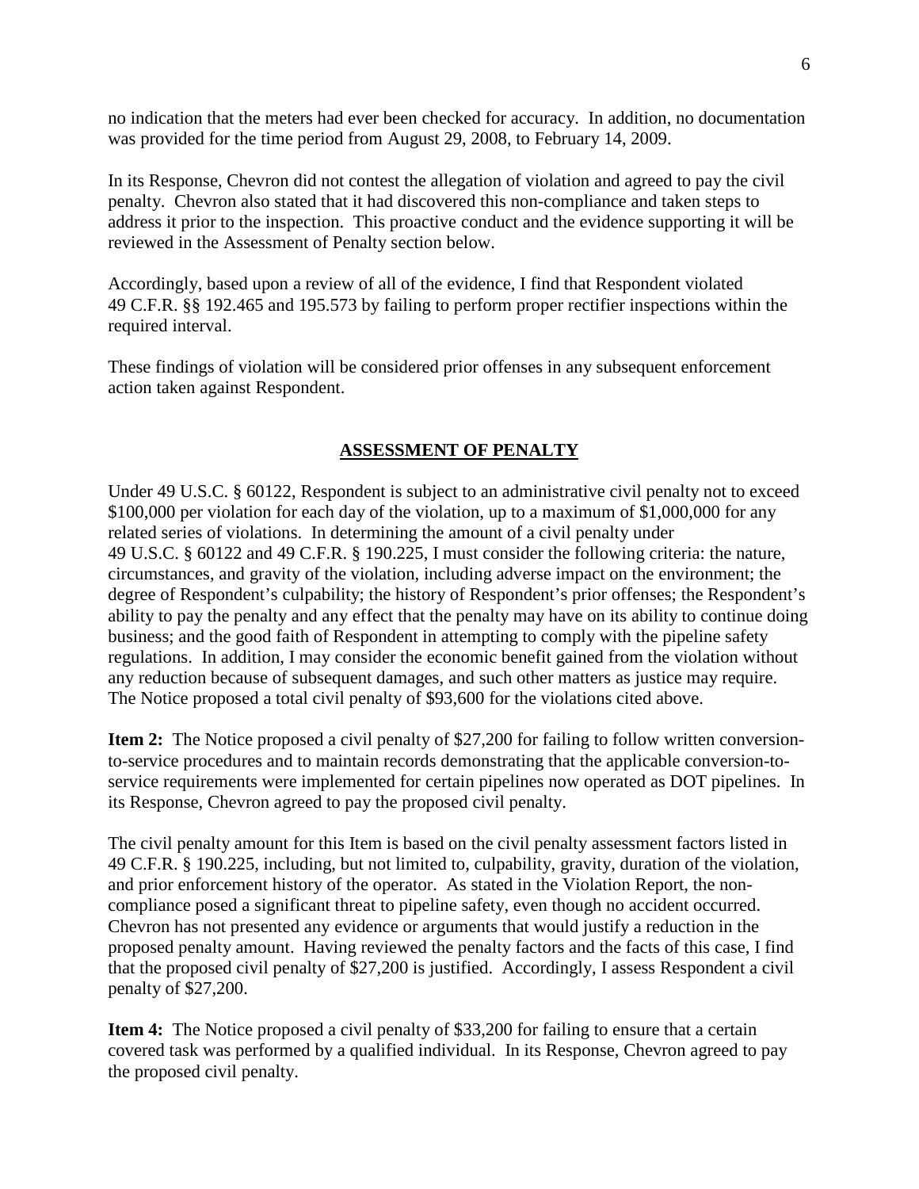no indication that the meters had ever been checked for accuracy. In addition, no documentation was provided for the time period from August 29, 2008, to February 14, 2009.

In its Response, Chevron did not contest the allegation of violation and agreed to pay the civil penalty. Chevron also stated that it had discovered this non-compliance and taken steps to address it prior to the inspection. This proactive conduct and the evidence supporting it will be reviewed in the Assessment of Penalty section below.

Accordingly, based upon a review of all of the evidence, I find that Respondent violated 49 C.F.R. §§ 192.465 and 195.573 by failing to perform proper rectifier inspections within the required interval.

These findings of violation will be considered prior offenses in any subsequent enforcement action taken against Respondent.

## ASSESSMENT OF PENALTY

Under 49 U.S.C. § 60122, Respondent is subject to an administrative civil penalty not to exceed $100,000 per violation for each day of the violation, up to a maximum of $1,000,000 for any related series of violations. In determining the amount of a civil penalty under 49 U.S.C. § 60122 and 49 C.F.R. § 190.225, I must consider the following criteria: the nature, circumstances, and gravity of the violation, including adverse impact on the environment; the degree of Respondent's culpability; the history of Respondent's prior offenses; the Respondent's ability to pay the penalty and any effect that the penalty may have on its ability to continue doing business; and the good faith of Respondent in attempting to comply with the pipeline safety regulations. In addition, I may consider the economic benefit gained from the violation without any reduction because of subsequent damages, and such other matters as justice may require. The Notice proposed a total civil penalty of $93,600 for the violations cited above.

**Item 2:** The Notice proposed a civil penalty of $27,200 for failing to follow written conversion-to-service procedures and to maintain records demonstrating that the applicable conversion-to-service requirements were implemented for certain pipelines now operated as DOT pipelines. In its Response, Chevron agreed to pay the proposed civil penalty.

The civil penalty amount for this Item is based on the civil penalty assessment factors listed in 49 C.F.R. § 190.225, including, but not limited to, culpability, gravity, duration of the violation, and prior enforcement history of the operator. As stated in the Violation Report, the non-compliance posed a significant threat to pipeline safety, even though no accident occurred. Chevron has not presented any evidence or arguments that would justify a reduction in the proposed penalty amount. Having reviewed the penalty factors and the facts of this case, I find that the proposed civil penalty of $27,200 is justified. Accordingly, I assess Respondent a civil penalty of $27,200.

**Item 4:** The Notice proposed a civil penalty of $33,200 for failing to ensure that a certain covered task was performed by a qualified individual. In its Response, Chevron agreed to pay the proposed civil penalty.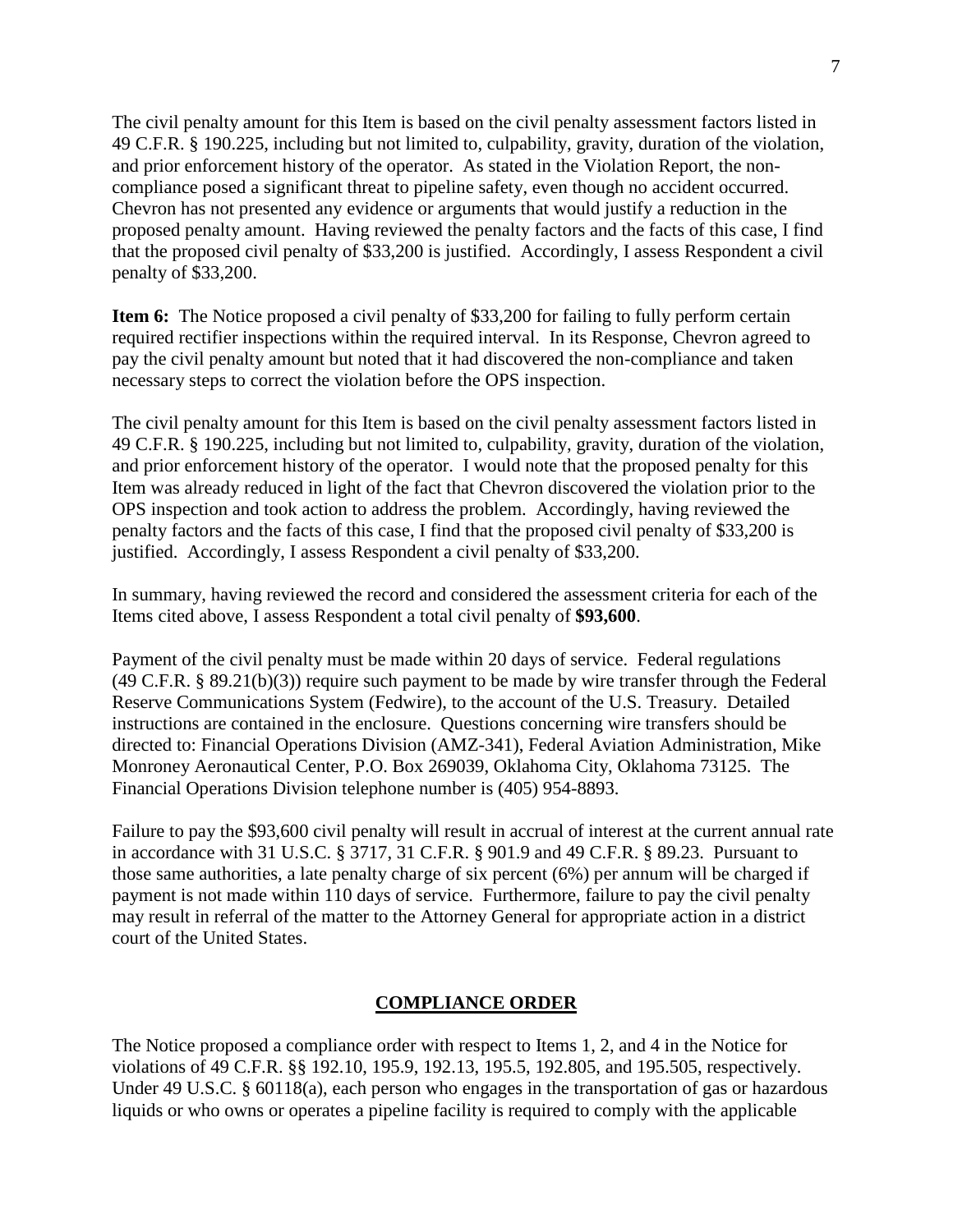The civil penalty amount for this Item is based on the civil penalty assessment factors listed in 49 C.F.R. § 190.225, including but not limited to, culpability, gravity, duration of the violation, and prior enforcement history of the operator. As stated in the Violation Report, the non-compliance posed a significant threat to pipeline safety, even though no accident occurred. Chevron has not presented any evidence or arguments that would justify a reduction in the proposed penalty amount. Having reviewed the penalty factors and the facts of this case, I find that the proposed civil penalty of $33,200 is justified. Accordingly, I assess Respondent a civil penalty of $33,200.

**Item 6:** The Notice proposed a civil penalty of $33,200 for failing to fully perform certain required rectifier inspections within the required interval. In its Response, Chevron agreed to pay the civil penalty amount but noted that it had discovered the non-compliance and taken necessary steps to correct the violation before the OPS inspection.

The civil penalty amount for this Item is based on the civil penalty assessment factors listed in 49 C.F.R. § 190.225, including but not limited to, culpability, gravity, duration of the violation, and prior enforcement history of the operator. I would note that the proposed penalty for this Item was already reduced in light of the fact that Chevron discovered the violation prior to the OPS inspection and took action to address the problem. Accordingly, having reviewed the penalty factors and the facts of this case, I find that the proposed civil penalty of $33,200 is justified. Accordingly, I assess Respondent a civil penalty of $33,200.

In summary, having reviewed the record and considered the assessment criteria for each of the Items cited above, I assess Respondent a total civil penalty of **$93,600**.

Payment of the civil penalty must be made within 20 days of service. Federal regulations (49 C.F.R. § 89.21(b)(3)) require such payment to be made by wire transfer through the Federal Reserve Communications System (Fedwire), to the account of the U.S. Treasury. Detailed instructions are contained in the enclosure. Questions concerning wire transfers should be directed to: Financial Operations Division (AMZ-341), Federal Aviation Administration, Mike Monroney Aeronautical Center, P.O. Box 269039, Oklahoma City, Oklahoma 73125. The Financial Operations Division telephone number is (405) 954-8893.

Failure to pay the $93,600 civil penalty will result in accrual of interest at the current annual rate in accordance with 31 U.S.C. § 3717, 31 C.F.R. § 901.9 and 49 C.F.R. § 89.23. Pursuant to those same authorities, a late penalty charge of six percent (6%) per annum will be charged if payment is not made within 110 days of service. Furthermore, failure to pay the civil penalty may result in referral of the matter to the Attorney General for appropriate action in a district court of the United States.

## COMPLIANCE ORDER

The Notice proposed a compliance order with respect to Items 1, 2, and 4 in the Notice for violations of 49 C.F.R. §§ 192.10, 195.9, 192.13, 195.5, 192.805, and 195.505, respectively. Under 49 U.S.C. § 60118(a), each person who engages in the transportation of gas or hazardous liquids or who owns or operates a pipeline facility is required to comply with the applicable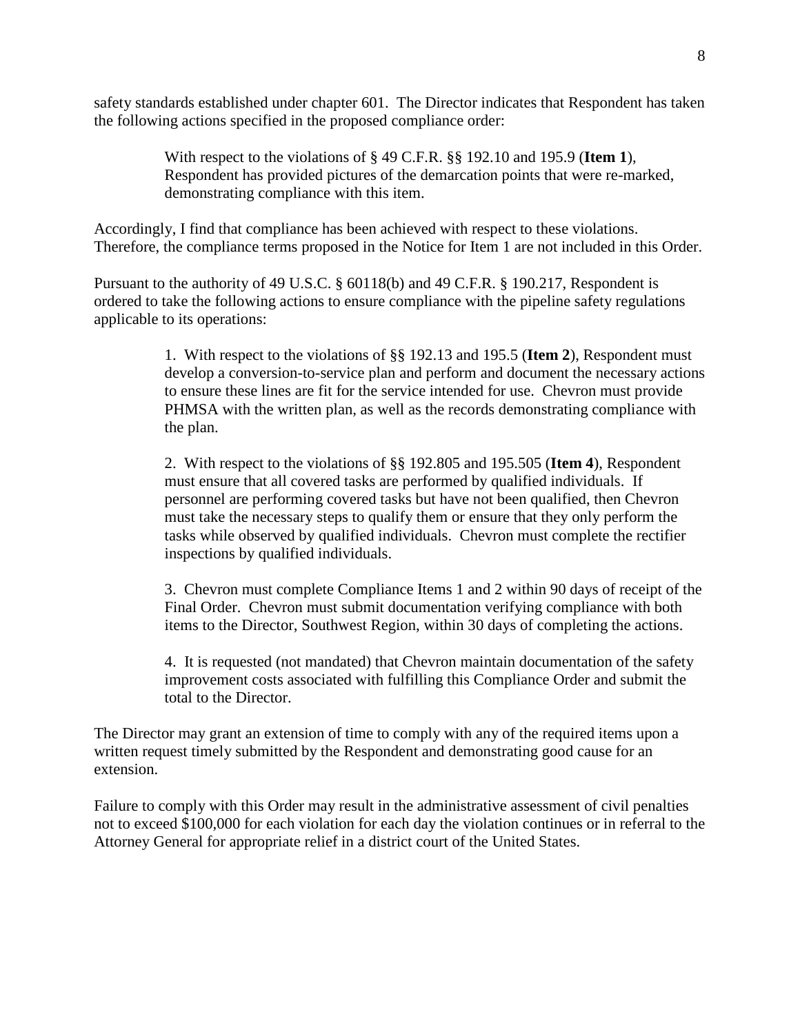safety standards established under chapter 601. The Director indicates that Respondent has taken the following actions specified in the proposed compliance order:

> With respect to the violations of § 49 C.F.R. §§ 192.10 and 195.9 (**Item 1**), Respondent has provided pictures of the demarcation points that were re-marked, demonstrating compliance with this item.

Accordingly, I find that compliance has been achieved with respect to these violations. Therefore, the compliance terms proposed in the Notice for Item 1 are not included in this Order.

Pursuant to the authority of 49 U.S.C. § 60118(b) and 49 C.F.R. § 190.217, Respondent is ordered to take the following actions to ensure compliance with the pipeline safety regulations applicable to its operations:

> 1. With respect to the violations of §§ 192.13 and 195.5 (**Item 2**), Respondent must develop a conversion-to-service plan and perform and document the necessary actions to ensure these lines are fit for the service intended for use. Chevron must provide PHMSA with the written plan, as well as the records demonstrating compliance with the plan.
>
> 2. With respect to the violations of §§ 192.805 and 195.505 (**Item 4**), Respondent must ensure that all covered tasks are performed by qualified individuals. If personnel are performing covered tasks but have not been qualified, then Chevron must take the necessary steps to qualify them or ensure that they only perform the tasks while observed by qualified individuals. Chevron must complete the rectifier inspections by qualified individuals.
>
> 3. Chevron must complete Compliance Items 1 and 2 within 90 days of receipt of the Final Order. Chevron must submit documentation verifying compliance with both items to the Director, Southwest Region, within 30 days of completing the actions.
>
> 4. It is requested (not mandated) that Chevron maintain documentation of the safety improvement costs associated with fulfilling this Compliance Order and submit the total to the Director.

The Director may grant an extension of time to comply with any of the required items upon a written request timely submitted by the Respondent and demonstrating good cause for an extension.

Failure to comply with this Order may result in the administrative assessment of civil penalties not to exceed $100,000 for each violation for each day the violation continues or in referral to the Attorney General for appropriate relief in a district court of the United States.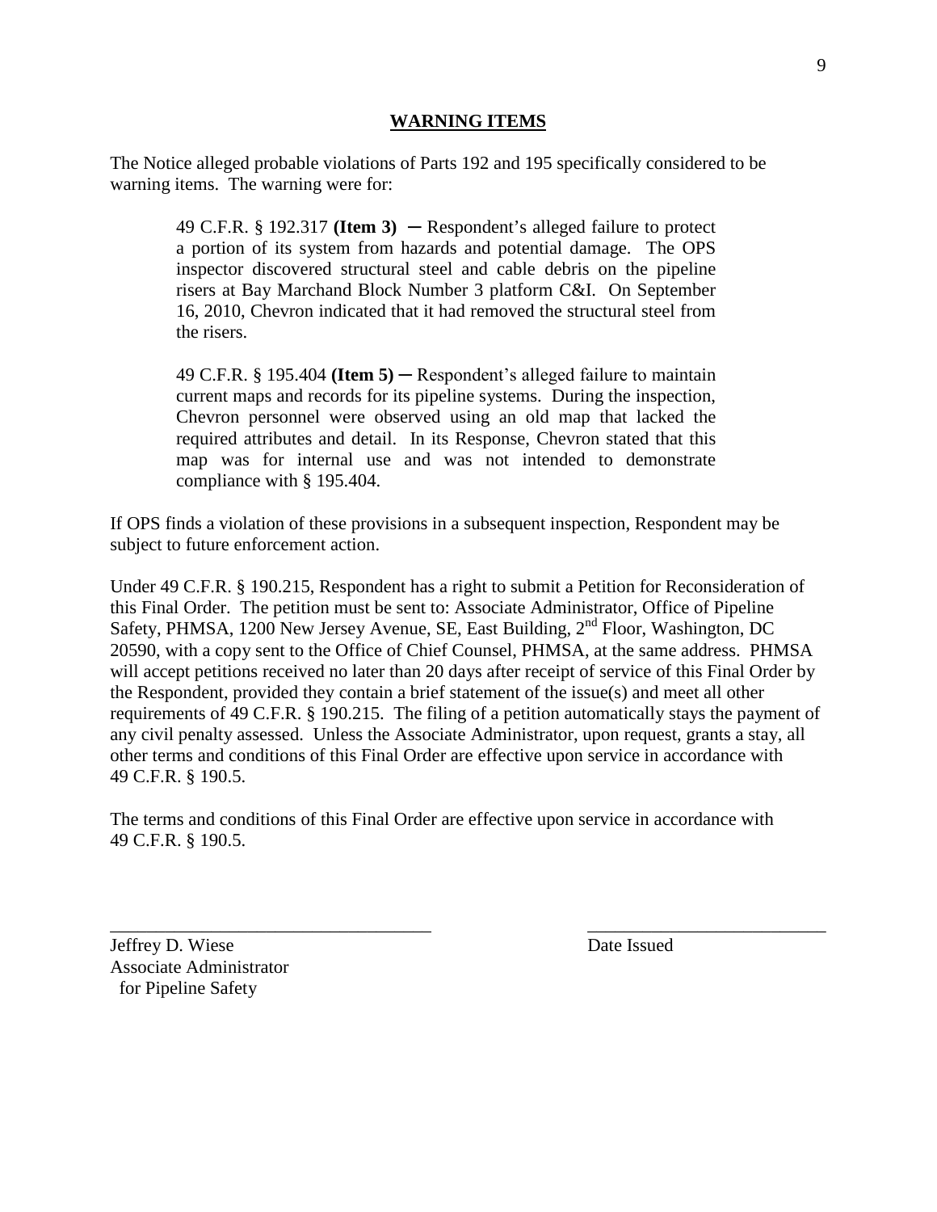## WARNING ITEMS

The Notice alleged probable violations of Parts 192 and 195 specifically considered to be warning items. The warning were for:

> 49 C.F.R. § 192.317 **(Item 3)** ─ Respondent's alleged failure to protect a portion of its system from hazards and potential damage. The OPS inspector discovered structural steel and cable debris on the pipeline risers at Bay Marchand Block Number 3 platform C&I. On September 16, 2010, Chevron indicated that it had removed the structural steel from the risers.
>
> 49 C.F.R. § 195.404 **(Item 5)** ─ Respondent's alleged failure to maintain current maps and records for its pipeline systems. During the inspection, Chevron personnel were observed using an old map that lacked the required attributes and detail. In its Response, Chevron stated that this map was for internal use and was not intended to demonstrate compliance with § 195.404.

If OPS finds a violation of these provisions in a subsequent inspection, Respondent may be subject to future enforcement action.

Under 49 C.F.R. § 190.215, Respondent has a right to submit a Petition for Reconsideration of this Final Order. The petition must be sent to: Associate Administrator, Office of Pipeline Safety, PHMSA, 1200 New Jersey Avenue, SE, East Building, 2nd Floor, Washington, DC 20590, with a copy sent to the Office of Chief Counsel, PHMSA, at the same address. PHMSA will accept petitions received no later than 20 days after receipt of service of this Final Order by the Respondent, provided they contain a brief statement of the issue(s) and meet all other requirements of 49 C.F.R. § 190.215. The filing of a petition automatically stays the payment of any civil penalty assessed. Unless the Associate Administrator, upon request, grants a stay, all other terms and conditions of this Final Order are effective upon service in accordance with 49 C.F.R. § 190.5.

The terms and conditions of this Final Order are effective upon service in accordance with 49 C.F.R. § 190.5.

\_\_\_\_\_\_\_\_\_\_\_\_\_\_\_\_\_\_\_\_\_\_\_\_\_\_\_\_\_\_\_\_\_\_\_\_

Jeffrey D. Wiese
Associate Administrator
for Pipeline Safety

\_\_\_\_\_\_\_\_\_\_\_\_\_\_\_\_\_\_\_\_\_\_\_\_\_\_\_

Date Issued